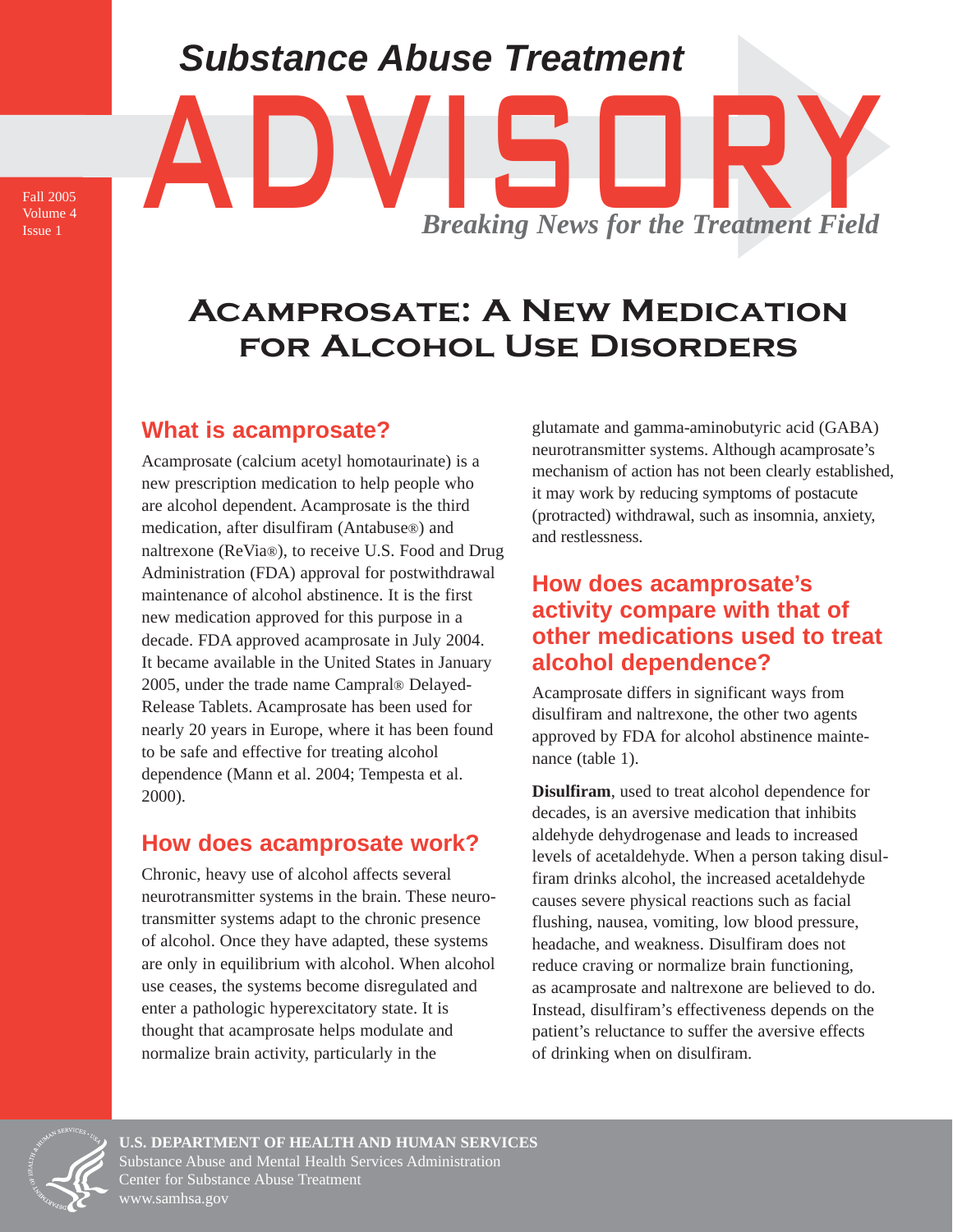# Substance Abuse Treatment ADVISORY

*Breaking News for the Treatment Field*

Fall 2005
Volume 4
Issue 1

# Acamprosate: A New Medication for Alcohol Use Disorders

## What is acamprosate?

Acamprosate (calcium acetyl homotaurinate) is a new prescription medication to help people who are alcohol dependent. Acamprosate is the third medication, after disulfiram (Antabuse®) and naltrexone (ReVia®), to receive U.S. Food and Drug Administration (FDA) approval for postwithdrawal maintenance of alcohol abstinence. It is the first new medication approved for this purpose in a decade. FDA approved acamprosate in July 2004. It became available in the United States in January 2005, under the trade name Campral® Delayed-Release Tablets. Acamprosate has been used for nearly 20 years in Europe, where it has been found to be safe and effective for treating alcohol dependence (Mann et al. 2004; Tempesta et al. 2000).

## How does acamprosate work?

Chronic, heavy use of alcohol affects several neurotransmitter systems in the brain. These neurotransmitter systems adapt to the chronic presence of alcohol. Once they have adapted, these systems are only in equilibrium with alcohol. When alcohol use ceases, the systems become disregulated and enter a pathologic hyperexcitatory state. It is thought that acamprosate helps modulate and normalize brain activity, particularly in the glutamate and gamma-aminobutyric acid (GABA) neurotransmitter systems. Although acamprosate's mechanism of action has not been clearly established, it may work by reducing symptoms of postacute (protracted) withdrawal, such as insomnia, anxiety, and restlessness.

## How does acamprosate's activity compare with that of other medications used to treat alcohol dependence?

Acamprosate differs in significant ways from disulfiram and naltrexone, the other two agents approved by FDA for alcohol abstinence maintenance (table 1).

**Disulfiram**, used to treat alcohol dependence for decades, is an aversive medication that inhibits aldehyde dehydrogenase and leads to increased levels of acetaldehyde. When a person taking disulfiram drinks alcohol, the increased acetaldehyde causes severe physical reactions such as facial flushing, nausea, vomiting, low blood pressure, headache, and weakness. Disulfiram does not reduce craving or normalize brain functioning, as acamprosate and naltrexone are believed to do. Instead, disulfiram's effectiveness depends on the patient's reluctance to suffer the aversive effects of drinking when on disulfiram.

**U.S. DEPARTMENT OF HEALTH AND HUMAN SERVICES**
Substance Abuse and Mental Health Services Administration
Center for Substance Abuse Treatment
www.samhsa.gov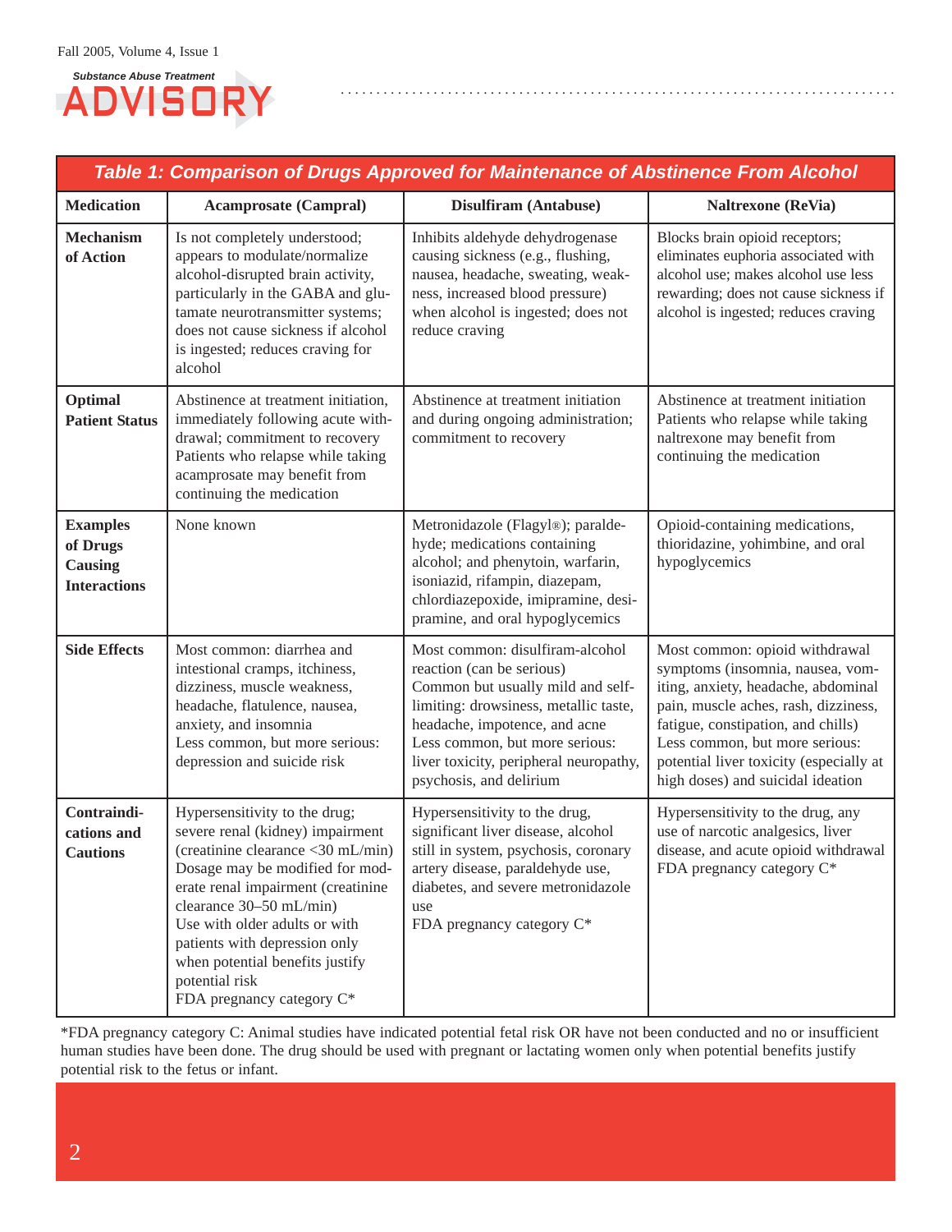## Table 1: Comparison of Drugs Approved for Maintenance of Abstinence From Alcohol

| Medication | Acamprosate (Campral) | Disulfiram (Antabuse) | Naltrexone (ReVia) |
|---|---|---|---|
| **Mechanism of Action** | Is not completely understood; appears to modulate/normalize alcohol-disrupted brain activity, particularly in the GABA and glutamate neurotransmitter systems; does not cause sickness if alcohol is ingested; reduces craving for alcohol | Inhibits aldehyde dehydrogenase causing sickness (e.g., flushing, nausea, headache, sweating, weakness, increased blood pressure) when alcohol is ingested; does not reduce craving | Blocks brain opioid receptors; eliminates euphoria associated with alcohol use; makes alcohol use less rewarding; does not cause sickness if alcohol is ingested; reduces craving |
| **Optimal Patient Status** | Abstinence at treatment initiation, immediately following acute withdrawal; commitment to recovery<br>Patients who relapse while taking acamprosate may benefit from continuing the medication | Abstinence at treatment initiation and during ongoing administration; commitment to recovery | Abstinence at treatment initiation<br>Patients who relapse while taking naltrexone may benefit from continuing the medication |
| **Examples of Drugs Causing Interactions** | None known | Metronidazole (Flagyl®); paraldehyde; medications containing alcohol; and phenytoin, warfarin, isoniazid, rifampin, diazepam, chlordiazepoxide, imipramine, desipramine, and oral hypoglycemics | Opioid-containing medications, thioridazine, yohimbine, and oral hypoglycemics |
| **Side Effects** | Most common: diarrhea and intestional cramps, itchiness, dizziness, muscle weakness, headache, flatulence, nausea, anxiety, and insomnia<br>Less common, but more serious: depression and suicide risk | Most common: disulfiram-alcohol reaction (can be serious)<br>Common but usually mild and self-limiting: drowsiness, metallic taste, headache, impotence, and acne<br>Less common, but more serious: liver toxicity, peripheral neuropathy, psychosis, and delirium | Most common: opioid withdrawal symptoms (insomnia, nausea, vomiting, anxiety, headache, abdominal pain, muscle aches, rash, dizziness, fatigue, constipation, and chills)<br>Less common, but more serious: potential liver toxicity (especially at high doses) and suicidal ideation |
| **Contraindications and Cautions** | Hypersensitivity to the drug; severe renal (kidney) impairment (creatinine clearance <30 mL/min)<br>Dosage may be modified for moderate renal impairment (creatinine clearance 30–50 mL/min)<br>Use with older adults or with patients with depression only when potential benefits justify potential risk<br>FDA pregnancy category C* | Hypersensitivity to the drug, significant liver disease, alcohol still in system, psychosis, coronary artery disease, paraldehyde use, diabetes, and severe metronidazole use<br>FDA pregnancy category C* | Hypersensitivity to the drug, any use of narcotic analgesics, liver disease, and acute opioid withdrawal<br>FDA pregnancy category C* |

*FDA pregnancy category C: Animal studies have indicated potential fetal risk OR have not been conducted and no or insufficient human studies have been done. The drug should be used with pregnant or lactating women only when potential benefits justify potential risk to the fetus or infant.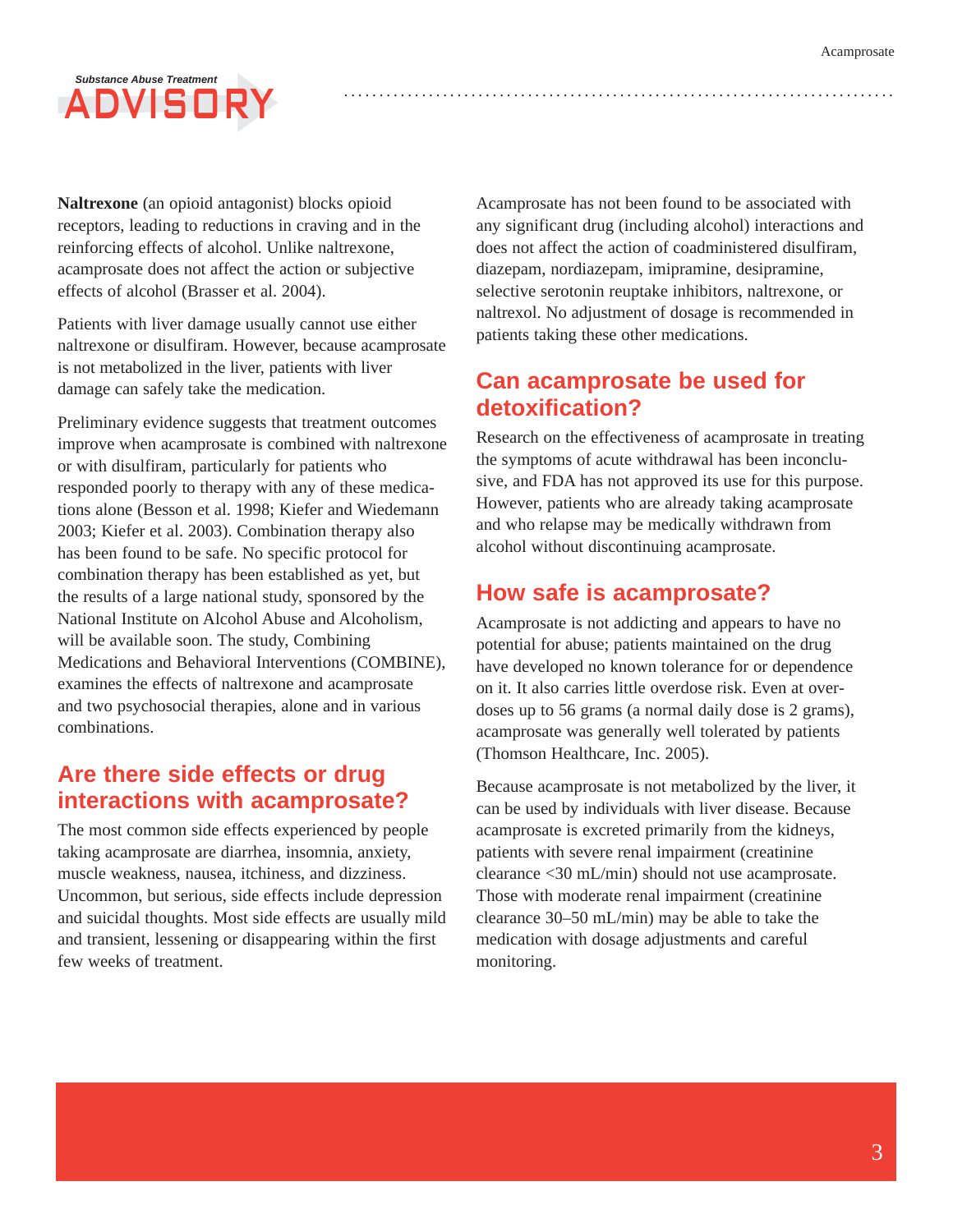**Naltrexone** (an opioid antagonist) blocks opioid receptors, leading to reductions in craving and in the reinforcing effects of alcohol. Unlike naltrexone, acamprosate does not affect the action or subjective effects of alcohol (Brasser et al. 2004).

Patients with liver damage usually cannot use either naltrexone or disulfiram. However, because acamprosate is not metabolized in the liver, patients with liver damage can safely take the medication.

Preliminary evidence suggests that treatment outcomes improve when acamprosate is combined with naltrexone or with disulfiram, particularly for patients who responded poorly to therapy with any of these medications alone (Besson et al. 1998; Kiefer and Wiedemann 2003; Kiefer et al. 2003). Combination therapy also has been found to be safe. No specific protocol for combination therapy has been established as yet, but the results of a large national study, sponsored by the National Institute on Alcohol Abuse and Alcoholism, will be available soon. The study, Combining Medications and Behavioral Interventions (COMBINE), examines the effects of naltrexone and acamprosate and two psychosocial therapies, alone and in various combinations.

## Are there side effects or drug interactions with acamprosate?

The most common side effects experienced by people taking acamprosate are diarrhea, insomnia, anxiety, muscle weakness, nausea, itchiness, and dizziness. Uncommon, but serious, side effects include depression and suicidal thoughts. Most side effects are usually mild and transient, lessening or disappearing within the first few weeks of treatment.

Acamprosate has not been found to be associated with any significant drug (including alcohol) interactions and does not affect the action of coadministered disulfiram, diazepam, nordiazepam, imipramine, desipramine, selective serotonin reuptake inhibitors, naltrexone, or naltrexol. No adjustment of dosage is recommended in patients taking these other medications.

## Can acamprosate be used for detoxification?

Research on the effectiveness of acamprosate in treating the symptoms of acute withdrawal has been inconclusive, and FDA has not approved its use for this purpose. However, patients who are already taking acamprosate and who relapse may be medically withdrawn from alcohol without discontinuing acamprosate.

## How safe is acamprosate?

Acamprosate is not addicting and appears to have no potential for abuse; patients maintained on the drug have developed no known tolerance for or dependence on it. It also carries little overdose risk. Even at overdoses up to 56 grams (a normal daily dose is 2 grams), acamprosate was generally well tolerated by patients (Thomson Healthcare, Inc. 2005).

Because acamprosate is not metabolized by the liver, it can be used by individuals with liver disease. Because acamprosate is excreted primarily from the kidneys, patients with severe renal impairment (creatinine clearance <30 mL/min) should not use acamprosate. Those with moderate renal impairment (creatinine clearance 30–50 mL/min) may be able to take the medication with dosage adjustments and careful monitoring.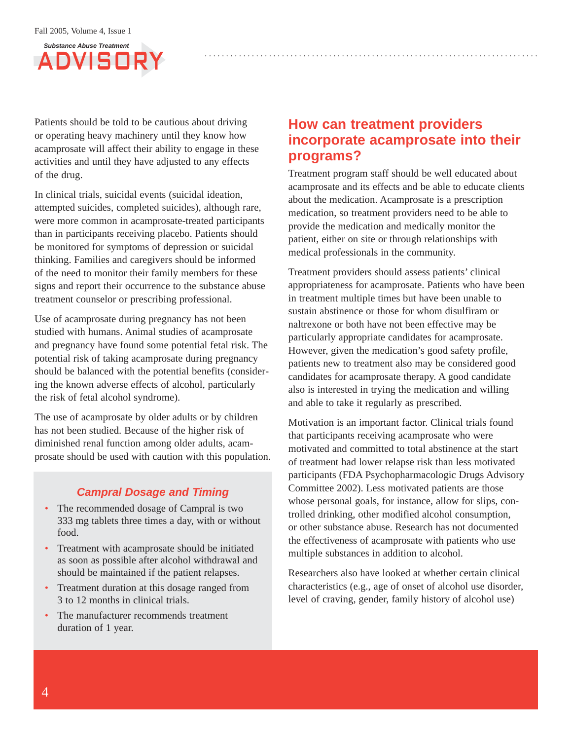Patients should be told to be cautious about driving or operating heavy machinery until they know how acamprosate will affect their ability to engage in these activities and until they have adjusted to any effects of the drug.

In clinical trials, suicidal events (suicidal ideation, attempted suicides, completed suicides), although rare, were more common in acamprosate-treated participants than in participants receiving placebo. Patients should be monitored for symptoms of depression or suicidal thinking. Families and caregivers should be informed of the need to monitor their family members for these signs and report their occurrence to the substance abuse treatment counselor or prescribing professional.

Use of acamprosate during pregnancy has not been studied with humans. Animal studies of acamprosate and pregnancy have found some potential fetal risk. The potential risk of taking acamprosate during pregnancy should be balanced with the potential benefits (considering the known adverse effects of alcohol, particularly the risk of fetal alcohol syndrome).

The use of acamprosate by older adults or by children has not been studied. Because of the higher risk of diminished renal function among older adults, acamprosate should be used with caution with this population.

### *Campral Dosage and Timing*

- The recommended dosage of Campral is two 333 mg tablets three times a day, with or without food.
- Treatment with acamprosate should be initiated as soon as possible after alcohol withdrawal and should be maintained if the patient relapses.
- Treatment duration at this dosage ranged from 3 to 12 months in clinical trials.
- The manufacturer recommends treatment duration of 1 year.

## How can treatment providers incorporate acamprosate into their programs?

Treatment program staff should be well educated about acamprosate and its effects and be able to educate clients about the medication. Acamprosate is a prescription medication, so treatment providers need to be able to provide the medication and medically monitor the patient, either on site or through relationships with medical professionals in the community.

Treatment providers should assess patients' clinical appropriateness for acamprosate. Patients who have been in treatment multiple times but have been unable to sustain abstinence or those for whom disulfiram or naltrexone or both have not been effective may be particularly appropriate candidates for acamprosate. However, given the medication's good safety profile, patients new to treatment also may be considered good candidates for acamprosate therapy. A good candidate also is interested in trying the medication and willing and able to take it regularly as prescribed.

Motivation is an important factor. Clinical trials found that participants receiving acamprosate who were motivated and committed to total abstinence at the start of treatment had lower relapse risk than less motivated participants (FDA Psychopharmacologic Drugs Advisory Committee 2002). Less motivated patients are those whose personal goals, for instance, allow for slips, controlled drinking, other modified alcohol consumption, or other substance abuse. Research has not documented the effectiveness of acamprosate with patients who use multiple substances in addition to alcohol.

Researchers also have looked at whether certain clinical characteristics (e.g., age of onset of alcohol use disorder, level of craving, gender, family history of alcohol use)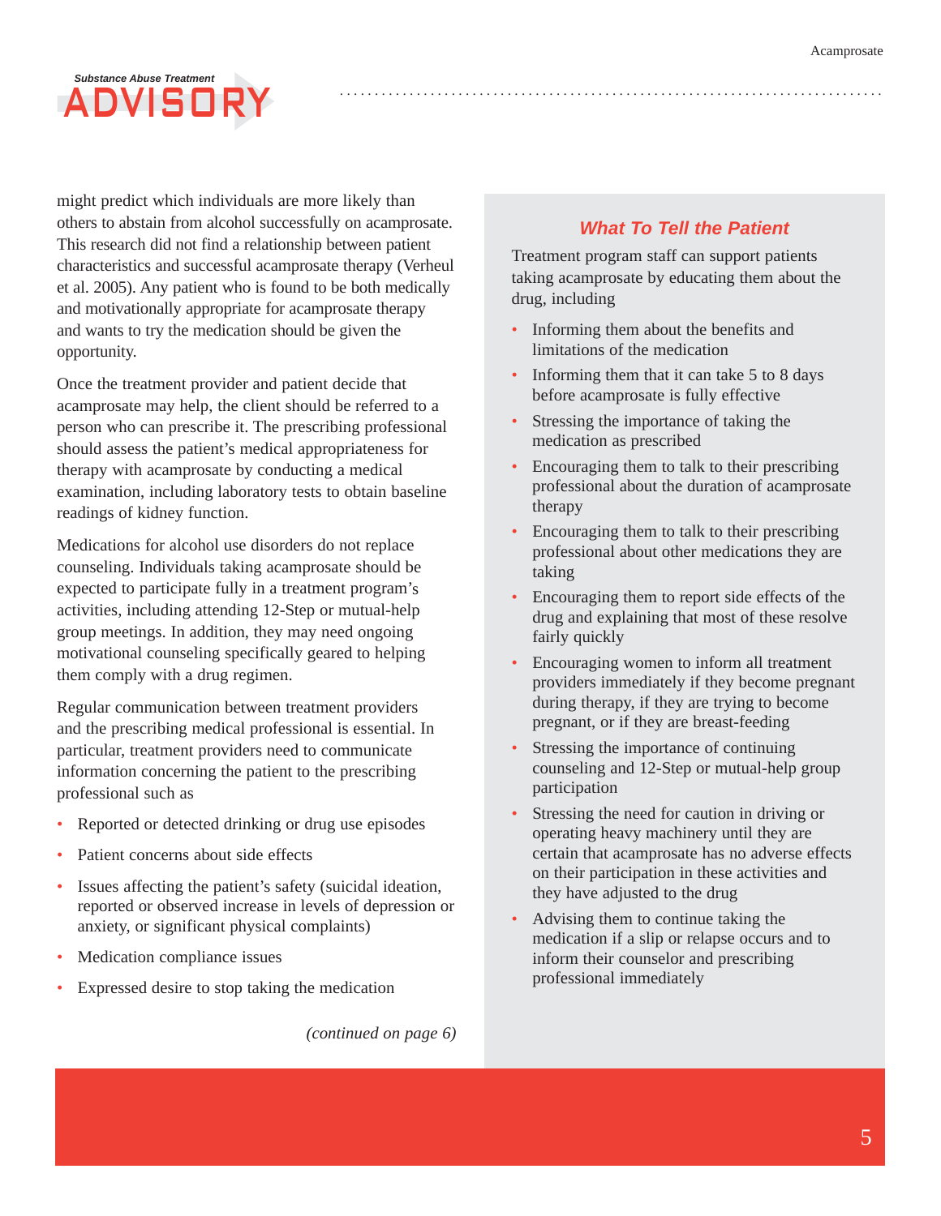might predict which individuals are more likely than others to abstain from alcohol successfully on acamprosate. This research did not find a relationship between patient characteristics and successful acamprosate therapy (Verheul et al. 2005). Any patient who is found to be both medically and motivationally appropriate for acamprosate therapy and wants to try the medication should be given the opportunity.

Once the treatment provider and patient decide that acamprosate may help, the client should be referred to a person who can prescribe it. The prescribing professional should assess the patient's medical appropriateness for therapy with acamprosate by conducting a medical examination, including laboratory tests to obtain baseline readings of kidney function.

Medications for alcohol use disorders do not replace counseling. Individuals taking acamprosate should be expected to participate fully in a treatment program's activities, including attending 12-Step or mutual-help group meetings. In addition, they may need ongoing motivational counseling specifically geared to helping them comply with a drug regimen.

Regular communication between treatment providers and the prescribing medical professional is essential. In particular, treatment providers need to communicate information concerning the patient to the prescribing professional such as

- Reported or detected drinking or drug use episodes
- Patient concerns about side effects
- Issues affecting the patient's safety (suicidal ideation, reported or observed increase in levels of depression or anxiety, or significant physical complaints)
- Medication compliance issues
- Expressed desire to stop taking the medication

*(continued on page 6)*

### What To Tell the Patient

Treatment program staff can support patients taking acamprosate by educating them about the drug, including

- Informing them about the benefits and limitations of the medication
- Informing them that it can take 5 to 8 days before acamprosate is fully effective
- Stressing the importance of taking the medication as prescribed
- Encouraging them to talk to their prescribing professional about the duration of acamprosate therapy
- Encouraging them to talk to their prescribing professional about other medications they are taking
- Encouraging them to report side effects of the drug and explaining that most of these resolve fairly quickly
- Encouraging women to inform all treatment providers immediately if they become pregnant during therapy, if they are trying to become pregnant, or if they are breast-feeding
- Stressing the importance of continuing counseling and 12-Step or mutual-help group participation
- Stressing the need for caution in driving or operating heavy machinery until they are certain that acamprosate has no adverse effects on their participation in these activities and they have adjusted to the drug
- Advising them to continue taking the medication if a slip or relapse occurs and to inform their counselor and prescribing professional immediately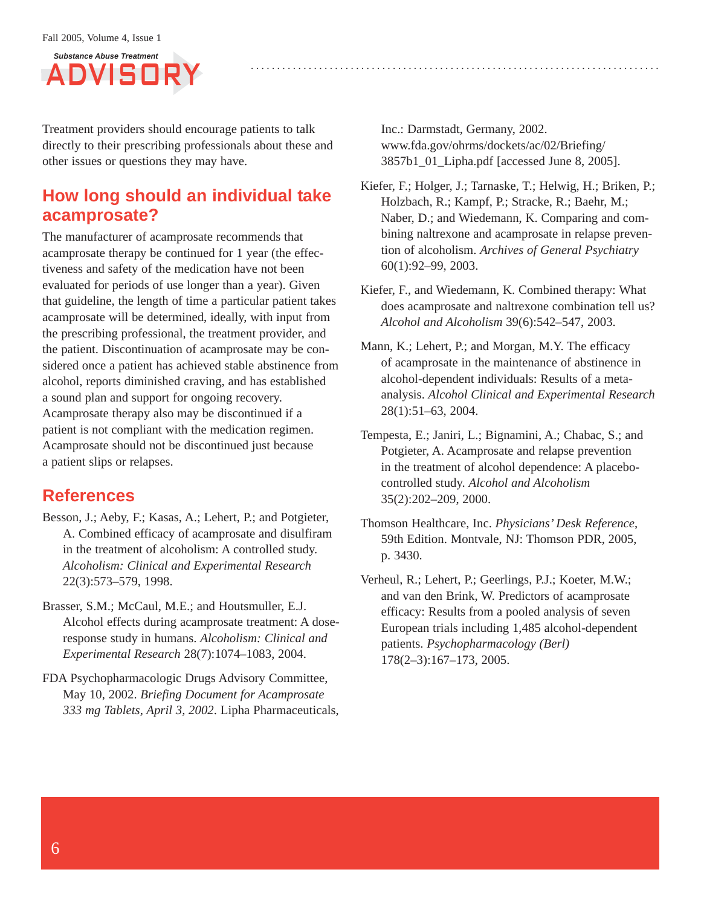Treatment providers should encourage patients to talk directly to their prescribing professionals about these and other issues or questions they may have.

## How long should an individual take acamprosate?

The manufacturer of acamprosate recommends that acamprosate therapy be continued for 1 year (the effectiveness and safety of the medication have not been evaluated for periods of use longer than a year). Given that guideline, the length of time a particular patient takes acamprosate will be determined, ideally, with input from the prescribing professional, the treatment provider, and the patient. Discontinuation of acamprosate may be considered once a patient has achieved stable abstinence from alcohol, reports diminished craving, and has established a sound plan and support for ongoing recovery. Acamprosate therapy also may be discontinued if a patient is not compliant with the medication regimen. Acamprosate should not be discontinued just because a patient slips or relapses.

## References

Besson, J.; Aeby, F.; Kasas, A.; Lehert, P.; and Potgieter, A. Combined efficacy of acamprosate and disulfiram in the treatment of alcoholism: A controlled study. *Alcoholism: Clinical and Experimental Research* 22(3):573–579, 1998.

Brasser, S.M.; McCaul, M.E.; and Houtsmuller, E.J. Alcohol effects during acamprosate treatment: A dose-response study in humans. *Alcoholism: Clinical and Experimental Research* 28(7):1074–1083, 2004.

FDA Psychopharmacologic Drugs Advisory Committee, May 10, 2002. *Briefing Document for Acamprosate 333 mg Tablets, April 3, 2002*. Lipha Pharmaceuticals, Inc.: Darmstadt, Germany, 2002. www.fda.gov/ohrms/dockets/ac/02/Briefing/3857b1_01_Lipha.pdf [accessed June 8, 2005].

Kiefer, F.; Holger, J.; Tarnaske, T.; Helwig, H.; Briken, P.; Holzbach, R.; Kampf, P.; Stracke, R.; Baehr, M.; Naber, D.; and Wiedemann, K. Comparing and combining naltrexone and acamprosate in relapse prevention of alcoholism. *Archives of General Psychiatry* 60(1):92–99, 2003.

Kiefer, F., and Wiedemann, K. Combined therapy: What does acamprosate and naltrexone combination tell us? *Alcohol and Alcoholism* 39(6):542–547, 2003.

Mann, K.; Lehert, P.; and Morgan, M.Y. The efficacy of acamprosate in the maintenance of abstinence in alcohol-dependent individuals: Results of a meta-analysis. *Alcohol Clinical and Experimental Research* 28(1):51–63, 2004.

Tempesta, E.; Janiri, L.; Bignamini, A.; Chabac, S.; and Potgieter, A. Acamprosate and relapse prevention in the treatment of alcohol dependence: A placebo-controlled study. *Alcohol and Alcoholism* 35(2):202–209, 2000.

Thomson Healthcare, Inc. *Physicians' Desk Reference*, 59th Edition. Montvale, NJ: Thomson PDR, 2005, p. 3430.

Verheul, R.; Lehert, P.; Geerlings, P.J.; Koeter, M.W.; and van den Brink, W. Predictors of acamprosate efficacy: Results from a pooled analysis of seven European trials including 1,485 alcohol-dependent patients. *Psychopharmacology (Berl)* 178(2–3):167–173, 2005.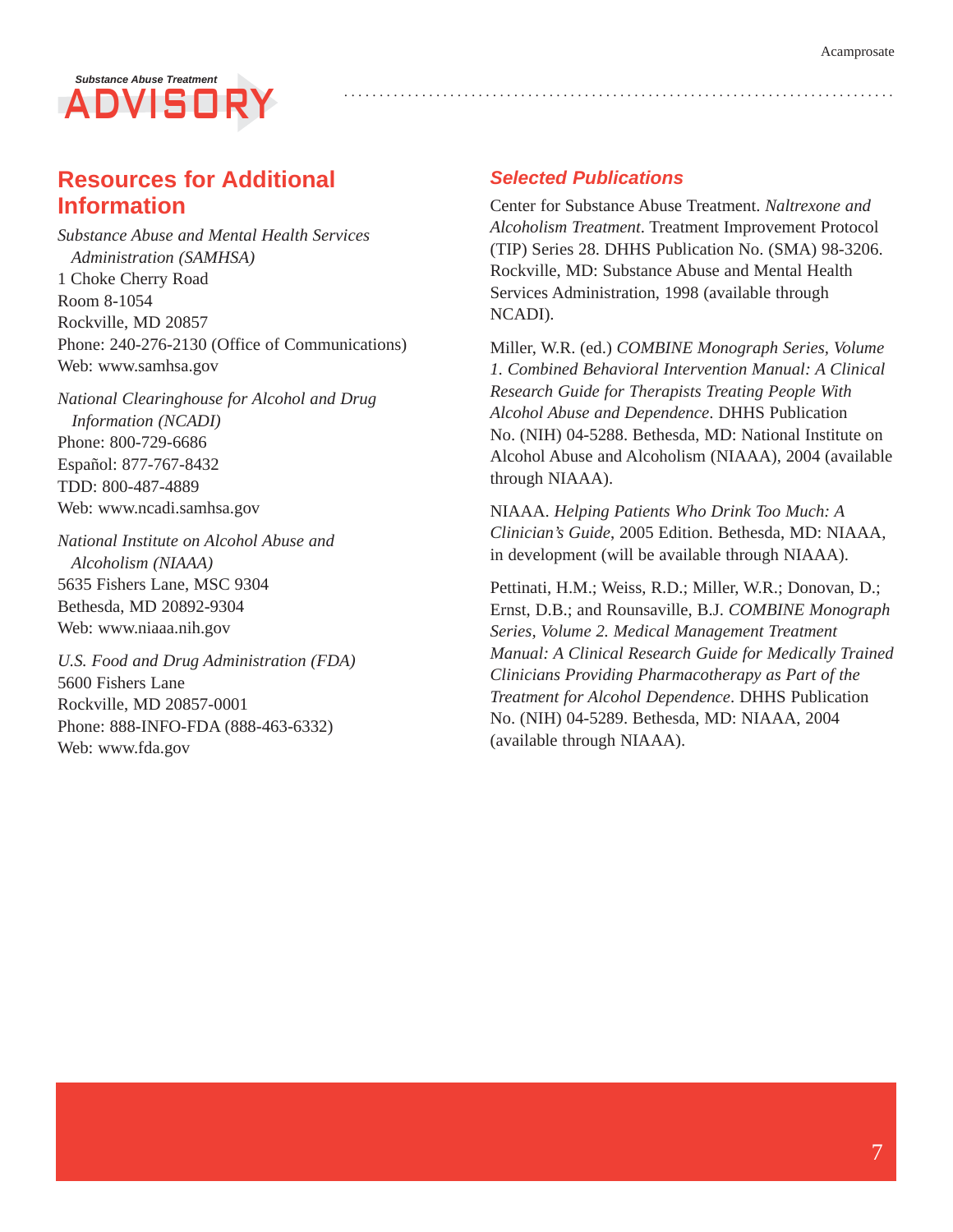## Resources for Additional Information

*Substance Abuse and Mental Health Services Administration (SAMHSA)*
1 Choke Cherry Road
Room 8-1054
Rockville, MD 20857
Phone: 240-276-2130 (Office of Communications)
Web: www.samhsa.gov

*National Clearinghouse for Alcohol and Drug Information (NCADI)*
Phone: 800-729-6686
Español: 877-767-8432
TDD: 800-487-4889
Web: www.ncadi.samhsa.gov

*National Institute on Alcohol Abuse and Alcoholism (NIAAA)*
5635 Fishers Lane, MSC 9304
Bethesda, MD 20892-9304
Web: www.niaaa.nih.gov

*U.S. Food and Drug Administration (FDA)*
5600 Fishers Lane
Rockville, MD 20857-0001
Phone: 888-INFO-FDA (888-463-6332)
Web: www.fda.gov

### *Selected Publications*

Center for Substance Abuse Treatment. *Naltrexone and Alcoholism Treatment*. Treatment Improvement Protocol (TIP) Series 28. DHHS Publication No. (SMA) 98-3206. Rockville, MD: Substance Abuse and Mental Health Services Administration, 1998 (available through NCADI).

Miller, W.R. (ed.) *COMBINE Monograph Series, Volume 1. Combined Behavioral Intervention Manual: A Clinical Research Guide for Therapists Treating People With Alcohol Abuse and Dependence*. DHHS Publication No. (NIH) 04-5288. Bethesda, MD: National Institute on Alcohol Abuse and Alcoholism (NIAAA), 2004 (available through NIAAA).

NIAAA. *Helping Patients Who Drink Too Much: A Clinician's Guide*, 2005 Edition. Bethesda, MD: NIAAA, in development (will be available through NIAAA).

Pettinati, H.M.; Weiss, R.D.; Miller, W.R.; Donovan, D.; Ernst, D.B.; and Rounsaville, B.J. *COMBINE Monograph Series, Volume 2. Medical Management Treatment Manual: A Clinical Research Guide for Medically Trained Clinicians Providing Pharmacotherapy as Part of the Treatment for Alcohol Dependence*. DHHS Publication No. (NIH) 04-5289. Bethesda, MD: NIAAA, 2004 (available through NIAAA).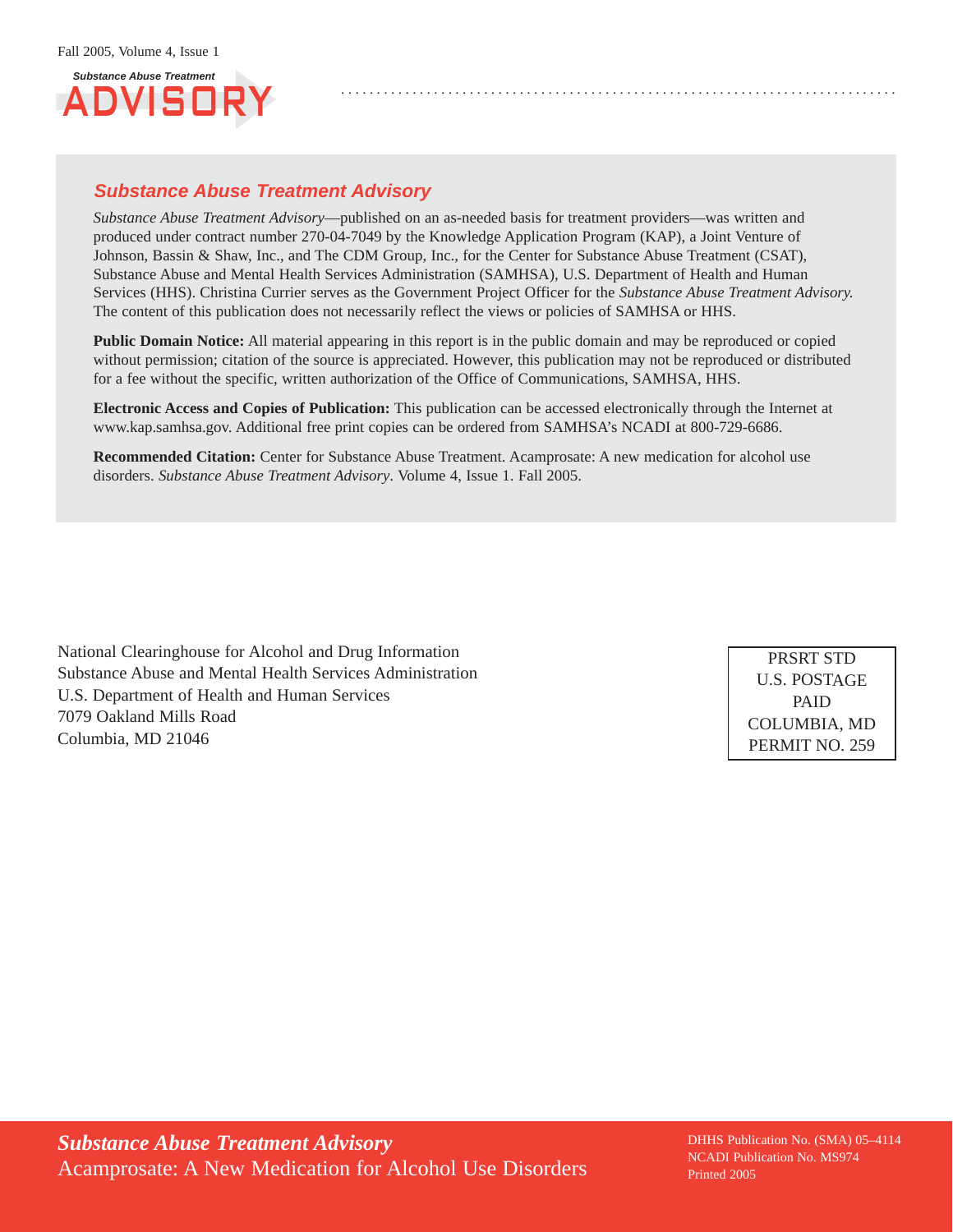Fall 2005, Volume 4, Issue 1

Substance Abuse Treatment

# ADVISORY

## *Substance Abuse Treatment Advisory*

*Substance Abuse Treatment Advisory*—published on an as-needed basis for treatment providers—was written and produced under contract number 270-04-7049 by the Knowledge Application Program (KAP), a Joint Venture of Johnson, Bassin & Shaw, Inc., and The CDM Group, Inc., for the Center for Substance Abuse Treatment (CSAT), Substance Abuse and Mental Health Services Administration (SAMHSA), U.S. Department of Health and Human Services (HHS). Christina Currier serves as the Government Project Officer for the *Substance Abuse Treatment Advisory.* The content of this publication does not necessarily reflect the views or policies of SAMHSA or HHS.

**Public Domain Notice:** All material appearing in this report is in the public domain and may be reproduced or copied without permission; citation of the source is appreciated. However, this publication may not be reproduced or distributed for a fee without the specific, written authorization of the Office of Communications, SAMHSA, HHS.

**Electronic Access and Copies of Publication:** This publication can be accessed electronically through the Internet at www.kap.samhsa.gov. Additional free print copies can be ordered from SAMHSA's NCADI at 800-729-6686.

**Recommended Citation:** Center for Substance Abuse Treatment. Acamprosate: A new medication for alcohol use disorders. *Substance Abuse Treatment Advisory*. Volume 4, Issue 1. Fall 2005.

National Clearinghouse for Alcohol and Drug Information
Substance Abuse and Mental Health Services Administration
U.S. Department of Health and Human Services
7079 Oakland Mills Road
Columbia, MD 21046

PRSRT STD
U.S. POSTAGE
PAID
COLUMBIA, MD
PERMIT NO. 259

***Substance Abuse Treatment Advisory***
Acamprosate: A New Medication for Alcohol Use Disorders

DHHS Publication No. (SMA) 05–4114
NCADI Publication No. MS974
Printed 2005